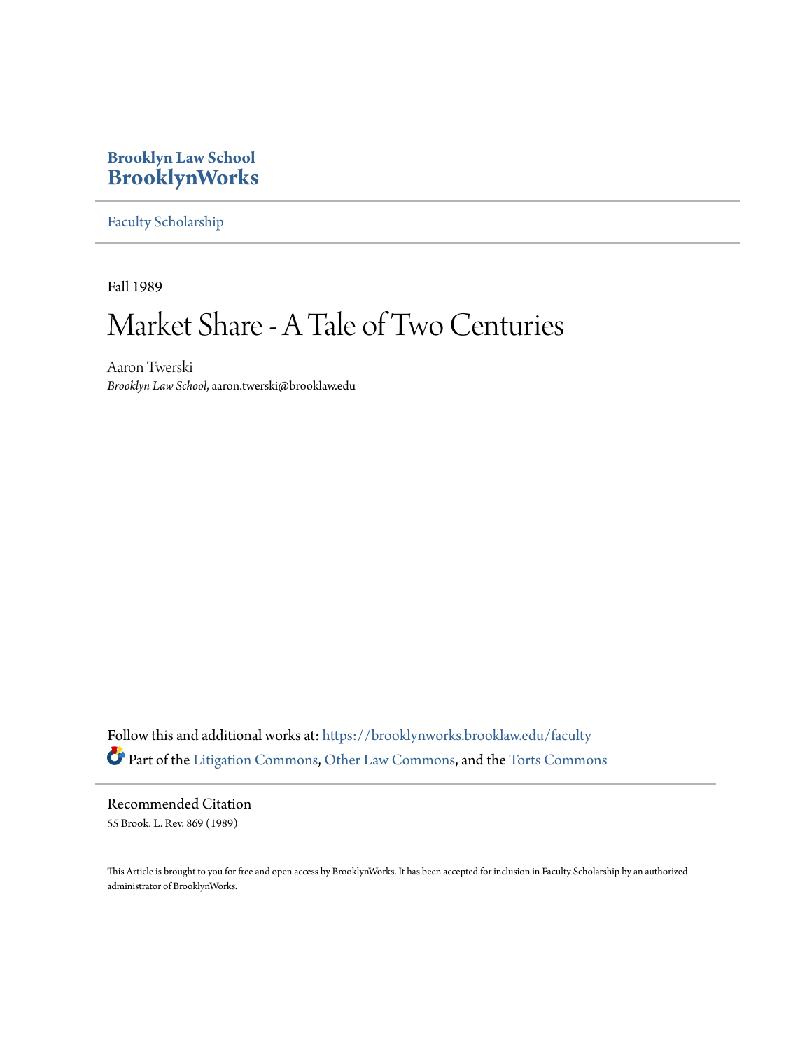**Brooklyn Law School**
**BrooklynWorks**

Faculty Scholarship

---

Fall 1989

# Market Share - A Tale of Two Centuries

Aaron Twerski

*Brooklyn Law School*, aaron.twerski@brooklaw.edu

Follow this and additional works at: https://brooklynworks.brooklaw.edu/faculty

Part of the Litigation Commons, Other Law Commons, and the Torts Commons

---

Recommended Citation

55 Brook. L. Rev. 869 (1989)

This Article is brought to you for free and open access by BrooklynWorks. It has been accepted for inclusion in Faculty Scholarship by an authorized administrator of BrooklynWorks.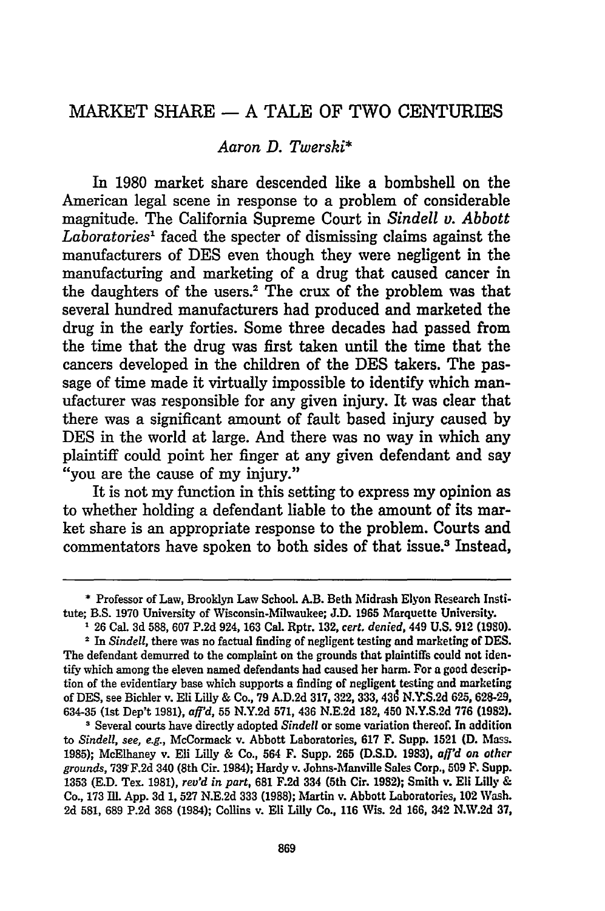# MARKET SHARE — A TALE OF TWO CENTURIES

*Aaron D. Twerski*\*

In 1980 market share descended like a bombshell on the American legal scene in response to a problem of considerable magnitude. The California Supreme Court in *Sindell v. Abbott Laboratories*[1] faced the specter of dismissing claims against the manufacturers of DES even though they were negligent in the manufacturing and marketing of a drug that caused cancer in the daughters of the users.[2] The crux of the problem was that several hundred manufacturers had produced and marketed the drug in the early forties. Some three decades had passed from the time that the drug was first taken until the time that the cancers developed in the children of the DES takers. The passage of time made it virtually impossible to identify which manufacturer was responsible for any given injury. It was clear that there was a significant amount of fault based injury caused by DES in the world at large. And there was no way in which any plaintiff could point her finger at any given defendant and say "you are the cause of my injury."

It is not my function in this setting to express my opinion as to whether holding a defendant liable to the amount of its market share is an appropriate response to the problem. Courts and commentators have spoken to both sides of that issue.[3] Instead,

---

\* Professor of Law, Brooklyn Law School. A.B. Beth Midrash Elyon Research Institute; B.S. 1970 University of Wisconsin-Milwaukee; J.D. 1965 Marquette University.

[1] 26 Cal. 3d 588, 607 P.2d 924, 163 Cal. Rptr. 132, *cert. denied*, 449 U.S. 912 (1980).

[2] In *Sindell*, there was no factual finding of negligent testing and marketing of DES. The defendant demurred to the complaint on the grounds that plaintiffs could not identify which among the eleven named defendants had caused her harm. For a good description of the evidentiary base which supports a finding of negligent testing and marketing of DES, see Bichler v. Eli Lilly & Co., 79 A.D.2d 317, 322, 333, 436 N.Y.S.2d 625, 628-29, 634-35 (1st Dep't 1981), *aff'd*, 55 N.Y.2d 571, 436 N.E.2d 182, 450 N.Y.S.2d 776 (1982).

[3] Several courts have directly adopted *Sindell* or some variation thereof. In addition to *Sindell*, *see, e.g.*, McCormack v. Abbott Laboratories, 617 F. Supp. 1521 (D. Mass. 1985); McElhaney v. Eli Lilly & Co., 564 F. Supp. 265 (D.S.D. 1983), *aff'd on other grounds*, 739 F.2d 340 (8th Cir. 1984); Hardy v. Johns-Manville Sales Corp., 509 F. Supp. 1353 (E.D. Tex. 1981), *rev'd in part*, 681 F.2d 334 (5th Cir. 1982); Smith v. Eli Lilly & Co., 173 Ill. App. 3d 1, 527 N.E.2d 333 (1988); Martin v. Abbott Laboratories, 102 Wash. 2d 581, 689 P.2d 368 (1984); Collins v. Eli Lilly Co., 116 Wis. 2d 166, 342 N.W.2d 37,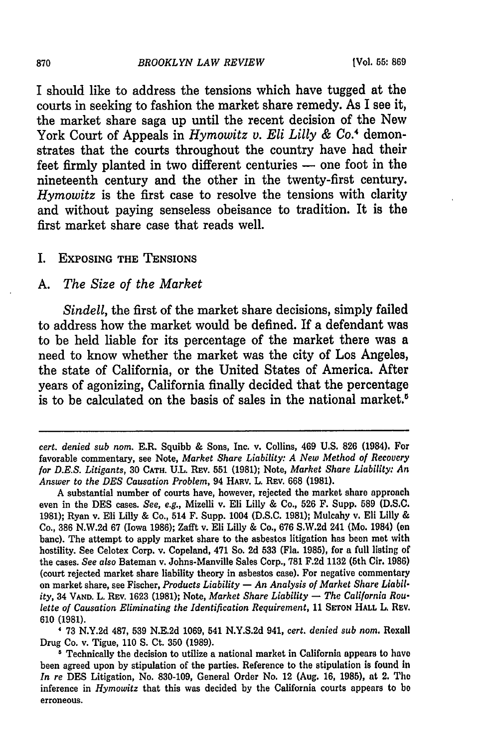I should like to address the tensions which have tugged at the courts in seeking to fashion the market share remedy. As I see it, the market share saga up until the recent decision of the New York Court of Appeals in *Hymowitz v. Eli Lilly & Co.*[4] demonstrates that the courts throughout the country have had their feet firmly planted in two different centuries — one foot in the nineteenth century and the other in the twenty-first century. *Hymowitz* is the first case to resolve the tensions with clarity and without paying senseless obeisance to tradition. It is the first market share case that reads well.

## I. Exposing the Tensions

### A. *The Size of the Market*

*Sindell*, the first of the market share decisions, simply failed to address how the market would be defined. If a defendant was to be held liable for its percentage of the market there was a need to know whether the market was the city of Los Angeles, the state of California, or the United States of America. After years of agonizing, California finally decided that the percentage is to be calculated on the basis of sales in the national market.[5]

---

*cert. denied sub nom.* E.R. Squibb & Sons, Inc. v. Collins, 469 U.S. 826 (1984). For favorable commentary, see Note, *Market Share Liability: A New Method of Recovery for D.E.S. Litigants*, 30 Cath. U.L. Rev. 551 (1981); Note, *Market Share Liability: An Answer to the DES Causation Problem*, 94 Harv. L. Rev. 668 (1981).

A substantial number of courts have, however, rejected the market share approach even in the DES cases. *See, e.g.*, Mizelli v. Eli Lilly & Co., 526 F. Supp. 589 (D.S.C. 1981); Ryan v. Eli Lilly & Co., 514 F. Supp. 1004 (D.S.C. 1981); Mulcahy v. Eli Lilly & Co., 386 N.W.2d 67 (Iowa 1986); Zafft v. Eli Lilly & Co., 676 S.W.2d 241 (Mo. 1984) (en banc). The attempt to apply market share to the asbestos litigation has been met with hostility. See Celotex Corp. v. Copeland, 471 So. 2d 533 (Fla. 1985), for a full listing of the cases. *See also* Bateman v. Johns-Manville Sales Corp., 781 F.2d 1132 (5th Cir. 1986) (court rejected market share liability theory in asbestos case). For negative commentary on market share, see Fischer, *Products Liability — An Analysis of Market Share Liability*, 34 Vand. L. Rev. 1623 (1981); Note, *Market Share Liability — The California Roulette of Causation Eliminating the Identification Requirement*, 11 Seton Hall L. Rev. 610 (1981).

[4] 73 N.Y.2d 487, 539 N.E.2d 1069, 541 N.Y.S.2d 941, *cert. denied sub nom.* Rexall Drug Co. v. Tigue, 110 S. Ct. 350 (1989).

[5] Technically the decision to utilize a national market in California appears to have been agreed upon by stipulation of the parties. Reference to the stipulation is found in *In re* DES Litigation, No. 830-109, General Order No. 12 (Aug. 16, 1985), at 2. The inference in *Hymowitz* that this was decided by the California courts appears to be erroneous.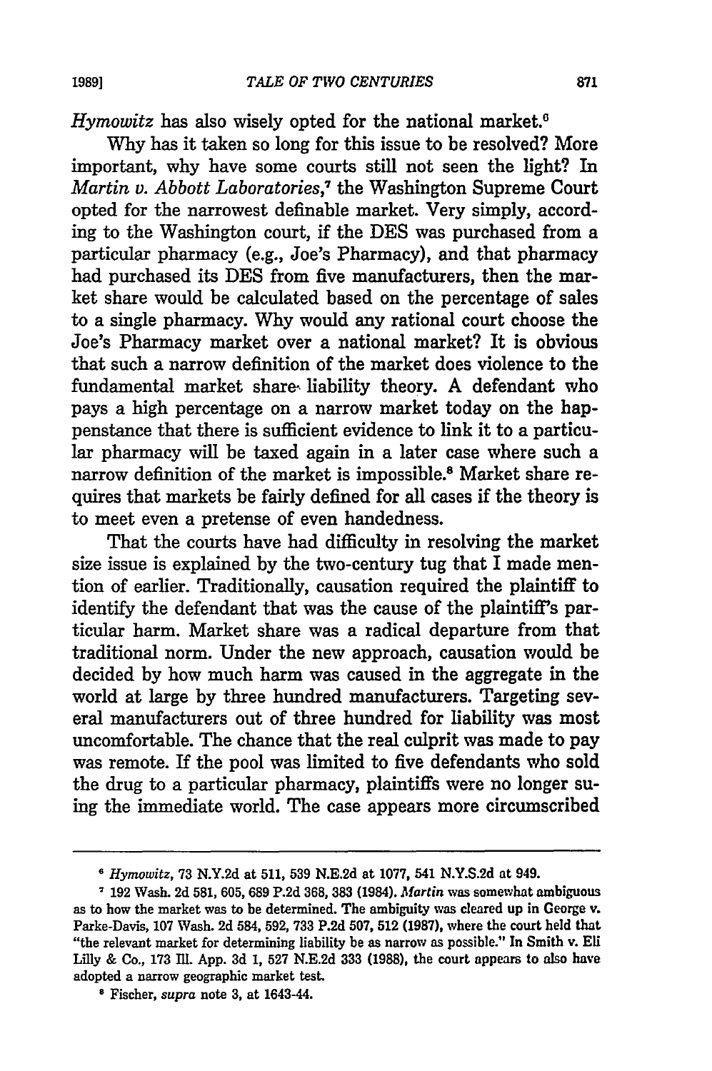*Hymowitz* has also wisely opted for the national market.[6]

Why has it taken so long for this issue to be resolved? More important, why have some courts still not seen the light? In *Martin v. Abbott Laboratories*,[7] the Washington Supreme Court opted for the narrowest definable market. Very simply, according to the Washington court, if the DES was purchased from a particular pharmacy (e.g., Joe's Pharmacy), and that pharmacy had purchased its DES from five manufacturers, then the market share would be calculated based on the percentage of sales to a single pharmacy. Why would any rational court choose the Joe's Pharmacy market over a national market? It is obvious that such a narrow definition of the market does violence to the fundamental market share liability theory. A defendant who pays a high percentage on a narrow market today on the happenstance that there is sufficient evidence to link it to a particular pharmacy will be taxed again in a later case where such a narrow definition of the market is impossible.[8] Market share requires that markets be fairly defined for all cases if the theory is to meet even a pretense of even handedness.

That the courts have had difficulty in resolving the market size issue is explained by the two-century tug that I made mention of earlier. Traditionally, causation required the plaintiff to identify the defendant that was the cause of the plaintiff's particular harm. Market share was a radical departure from that traditional norm. Under the new approach, causation would be decided by how much harm was caused in the aggregate in the world at large by three hundred manufacturers. Targeting several manufacturers out of three hundred for liability was most uncomfortable. The chance that the real culprit was made to pay was remote. If the pool was limited to five defendants who sold the drug to a particular pharmacy, plaintiffs were no longer suing the immediate world. The case appears more circumscribed

---

[6] *Hymowitz*, 73 N.Y.2d at 511, 539 N.E.2d at 1077, 541 N.Y.S.2d at 949.

[7] 192 Wash. 2d 581, 605, 689 P.2d 368, 383 (1984). *Martin* was somewhat ambiguous as to how the market was to be determined. The ambiguity was cleared up in George v. Parke-Davis, 107 Wash. 2d 584, 592, 733 P.2d 507, 512 (1987), where the court held that "the relevant market for determining liability be as narrow as possible." In Smith v. Eli Lilly & Co., 173 Ill. App. 3d 1, 527 N.E.2d 333 (1988), the court appears to also have adopted a narrow geographic market test.

[8] Fischer, *supra* note 3, at 1643-44.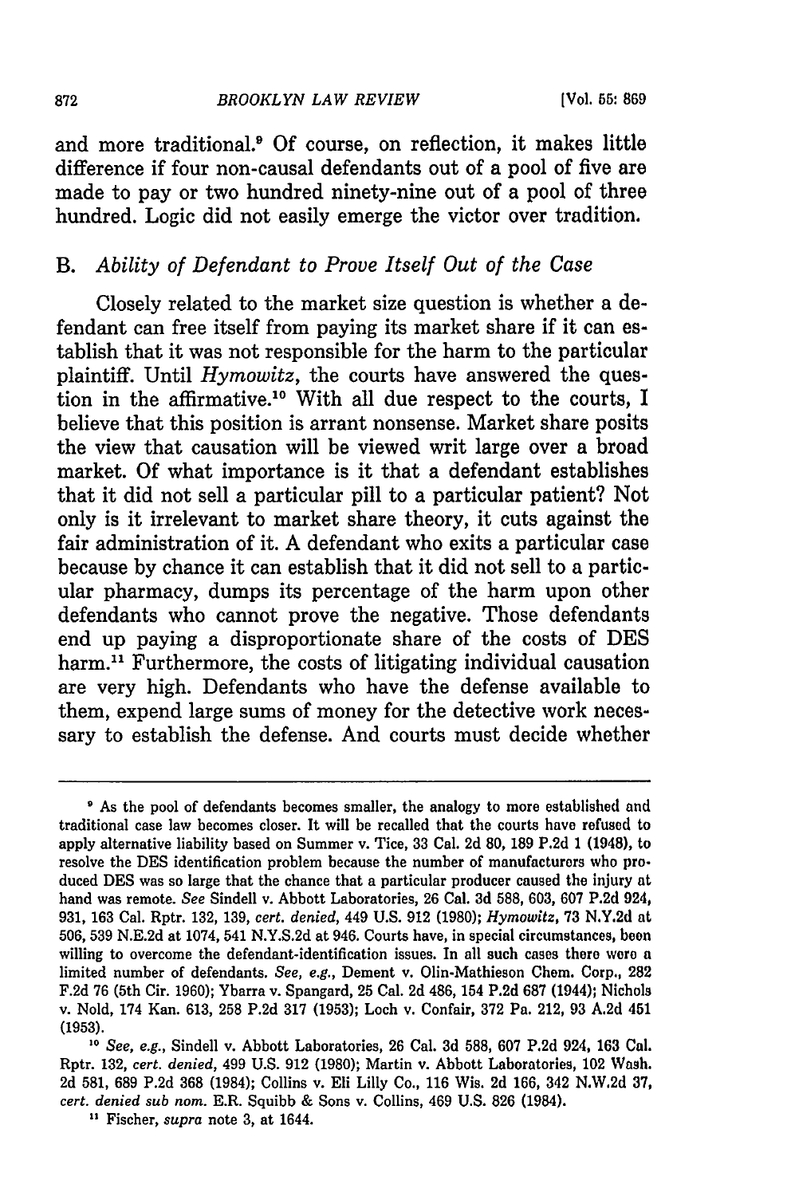and more traditional.[9] Of course, on reflection, it makes little difference if four non-causal defendants out of a pool of five are made to pay or two hundred ninety-nine out of a pool of three hundred. Logic did not easily emerge the victor over tradition.

## B. *Ability of Defendant to Prove Itself Out of the Case*

Closely related to the market size question is whether a defendant can free itself from paying its market share if it can establish that it was not responsible for the harm to the particular plaintiff. Until *Hymowitz*, the courts have answered the question in the affirmative.[10] With all due respect to the courts, I believe that this position is arrant nonsense. Market share posits the view that causation will be viewed writ large over a broad market. Of what importance is it that a defendant establishes that it did not sell a particular pill to a particular patient? Not only is it irrelevant to market share theory, it cuts against the fair administration of it. A defendant who exits a particular case because by chance it can establish that it did not sell to a particular pharmacy, dumps its percentage of the harm upon other defendants who cannot prove the negative. Those defendants end up paying a disproportionate share of the costs of DES harm.[11] Furthermore, the costs of litigating individual causation are very high. Defendants who have the defense available to them, expend large sums of money for the detective work necessary to establish the defense. And courts must decide whether

---

[9] As the pool of defendants becomes smaller, the analogy to more established and traditional case law becomes closer. It will be recalled that the courts have refused to apply alternative liability based on Summer v. Tice, 33 Cal. 2d 80, 189 P.2d 1 (1948), to resolve the DES identification problem because the number of manufacturers who produced DES was so large that the chance that a particular producer caused the injury at hand was remote. *See* Sindell v. Abbott Laboratories, 26 Cal. 3d 588, 603, 607 P.2d 924, 931, 163 Cal. Rptr. 132, 139, *cert. denied*, 449 U.S. 912 (1980); *Hymowitz*, 73 N.Y.2d at 506, 539 N.E.2d at 1074, 541 N.Y.S.2d at 946. Courts have, in special circumstances, been willing to overcome the defendant-identification issues. In all such cases there were a limited number of defendants. *See, e.g.*, Dement v. Olin-Mathieson Chem. Corp., 282 F.2d 76 (5th Cir. 1960); Ybarra v. Spangard, 25 Cal. 2d 486, 154 P.2d 687 (1944); Nichols v. Nold, 174 Kan. 613, 258 P.2d 317 (1953); Loch v. Confair, 372 Pa. 212, 93 A.2d 451 (1953).

[10] *See, e.g.*, Sindell v. Abbott Laboratories, 26 Cal. 3d 588, 607 P.2d 924, 163 Cal. Rptr. 132, *cert. denied*, 499 U.S. 912 (1980); Martin v. Abbott Laboratories, 102 Wash. 2d 581, 689 P.2d 368 (1984); Collins v. Eli Lilly Co., 116 Wis. 2d 166, 342 N.W.2d 37, *cert. denied sub nom.* E.R. Squibb & Sons v. Collins, 469 U.S. 826 (1984).

[11] Fischer, *supra* note 3, at 1644.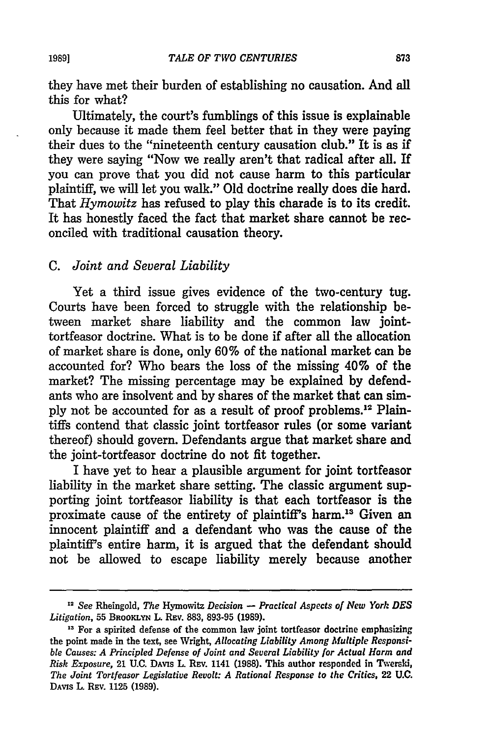they have met their burden of establishing no causation. And all this for what?

Ultimately, the court's fumblings of this issue is explainable only because it made them feel better that in they were paying their dues to the "nineteenth century causation club." It is as if they were saying "Now we really aren't that radical after all. If you can prove that you did not cause harm to this particular plaintiff, we will let you walk." Old doctrine really does die hard. That *Hymowitz* has refused to play this charade is to its credit. It has honestly faced the fact that market share cannot be reconciled with traditional causation theory.

### C. *Joint and Several Liability*

Yet a third issue gives evidence of the two-century tug. Courts have been forced to struggle with the relationship between market share liability and the common law joint-tortfeasor doctrine. What is to be done if after all the allocation of market share is done, only 60% of the national market can be accounted for? Who bears the loss of the missing 40% of the market? The missing percentage may be explained by defendants who are insolvent and by shares of the market that can simply not be accounted for as a result of proof problems.[12] Plaintiffs contend that classic joint tortfeasor rules (or some variant thereof) should govern. Defendants argue that market share and the joint-tortfeasor doctrine do not fit together.

I have yet to hear a plausible argument for joint tortfeasor liability in the market share setting. The classic argument supporting joint tortfeasor liability is that each tortfeasor is the proximate cause of the entirety of plaintiff's harm.[13] Given an innocent plaintiff and a defendant who was the cause of the plaintiff's entire harm, it is argued that the defendant should not be allowed to escape liability merely because another

---

[12] *See* Rheingold, *The* Hymowitz *Decision — Practical Aspects of New York DES Litigation*, 55 BROOKLYN L. REV. 883, 893-95 (1989).

[13] For a spirited defense of the common law joint tortfeasor doctrine emphasizing the point made in the text, see Wright, *Allocating Liability Among Multiple Responsible Causes: A Principled Defense of Joint and Several Liability for Actual Harm and Risk Exposure*, 21 U.C. DAVIS L. REV. 1141 (1988). This author responded in Twerski, *The Joint Tortfeasor Legislative Revolt: A Rational Response to the Critics*, 22 U.C. DAVIS L. REV. 1125 (1989).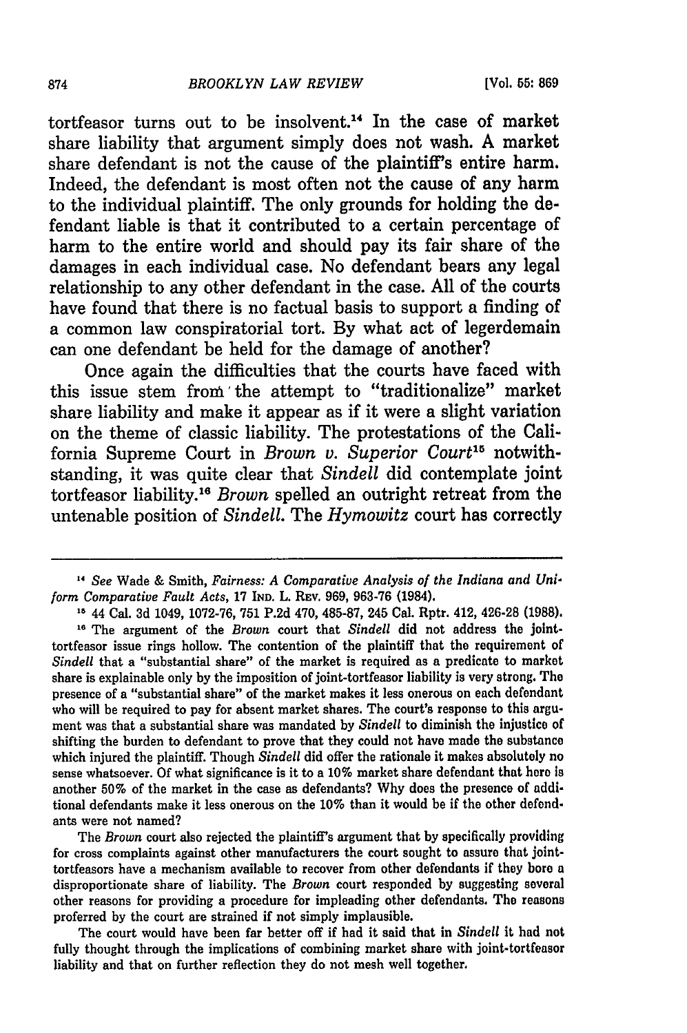tortfeasor turns out to be insolvent.[14] In the case of market share liability that argument simply does not wash. A market share defendant is not the cause of the plaintiff's entire harm. Indeed, the defendant is most often not the cause of any harm to the individual plaintiff. The only grounds for holding the defendant liable is that it contributed to a certain percentage of harm to the entire world and should pay its fair share of the damages in each individual case. No defendant bears any legal relationship to any other defendant in the case. All of the courts have found that there is no factual basis to support a finding of a common law conspiratorial tort. By what act of legerdemain can one defendant be held for the damage of another?

Once again the difficulties that the courts have faced with this issue stem from the attempt to "traditionalize" market share liability and make it appear as if it were a slight variation on the theme of classic liability. The protestations of the California Supreme Court in *Brown v. Superior Court*[15] notwithstanding, it was quite clear that *Sindell* did contemplate joint tortfeasor liability.[16] *Brown* spelled an outright retreat from the untenable position of *Sindell*. The *Hymowitz* court has correctly

---

[14] *See* Wade & Smith, *Fairness: A Comparative Analysis of the Indiana and Uniform Comparative Fault Acts*, 17 IND. L. REV. 969, 963-76 (1984).

[15] 44 Cal. 3d 1049, 1072-76, 751 P.2d 470, 485-87, 245 Cal. Rptr. 412, 426-28 (1988).

[16] The argument of the *Brown* court that *Sindell* did not address the joint-tortfeasor issue rings hollow. The contention of the plaintiff that the requirement of *Sindell* that a "substantial share" of the market is required as a predicate to market share is explainable only by the imposition of joint-tortfeasor liability is very strong. The presence of a "substantial share" of the market makes it less onerous on each defendant who will be required to pay for absent market shares. The court's response to this argument was that a substantial share was mandated by *Sindell* to diminish the injustice of shifting the burden to defendant to prove that they could not have made the substance which injured the plaintiff. Though *Sindell* did offer the rationale it makes absolutely no sense whatsoever. Of what significance is it to a 10% market share defendant that here is another 50% of the market in the case as defendants? Why does the presence of additional defendants make it less onerous on the 10% than it would be if the other defendants were not named?

The *Brown* court also rejected the plaintiff's argument that by specifically providing for cross complaints against other manufacturers the court sought to assure that joint-tortfeasors have a mechanism available to recover from other defendants if they bore a disproportionate share of liability. The *Brown* court responded by suggesting several other reasons for providing a procedure for impleading other defendants. The reasons proferred by the court are strained if not simply implausible.

The court would have been far better off if had it said that in *Sindell* it had not fully thought through the implications of combining market share with joint-tortfeasor liability and that on further reflection they do not mesh well together.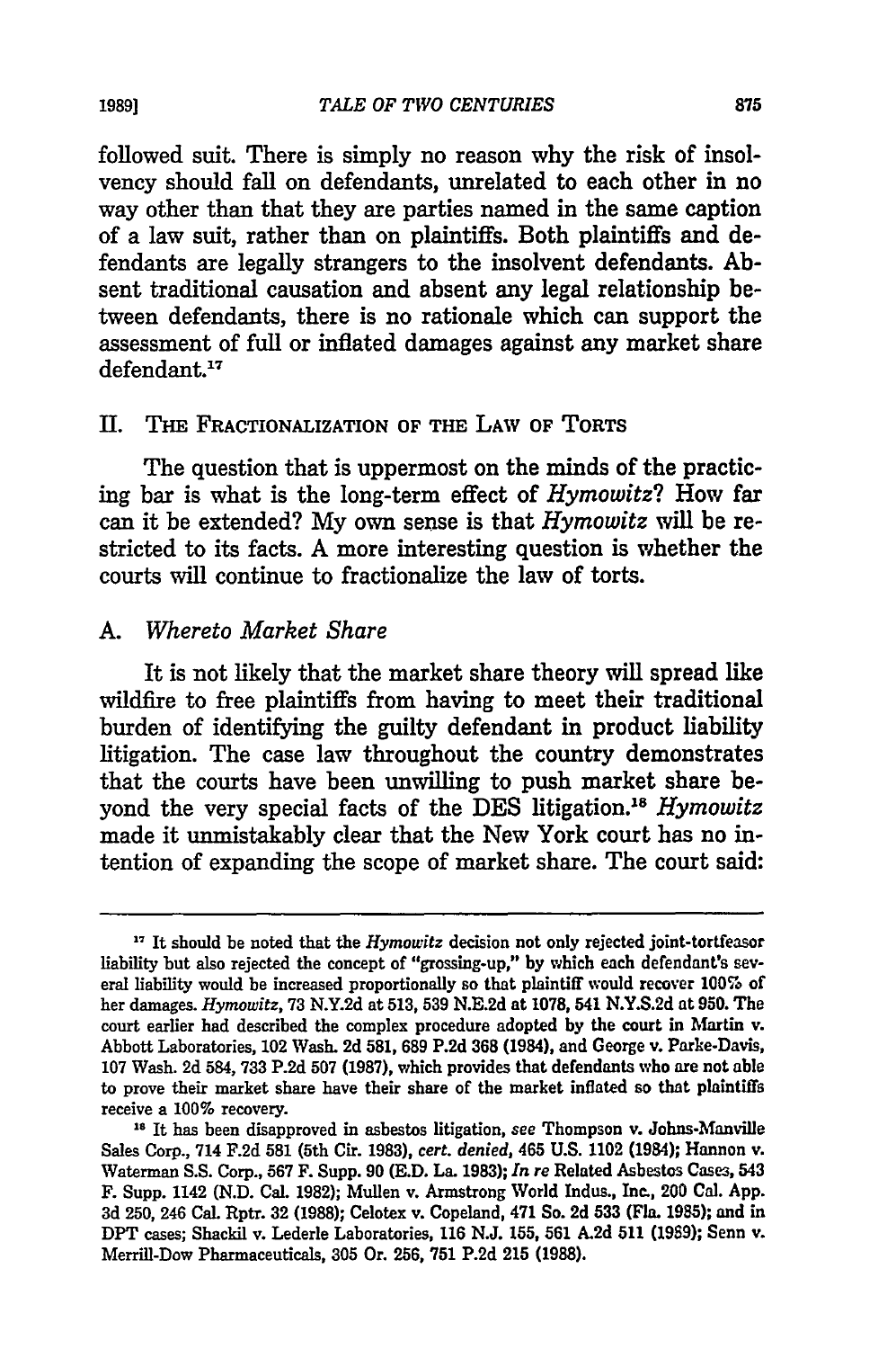followed suit. There is simply no reason why the risk of insolvency should fall on defendants, unrelated to each other in no way other than that they are parties named in the same caption of a law suit, rather than on plaintiffs. Both plaintiffs and defendants are legally strangers to the insolvent defendants. Absent traditional causation and absent any legal relationship between defendants, there is no rationale which can support the assessment of full or inflated damages against any market share defendant.[17]

## II. The Fractionalization of the Law of Torts

The question that is uppermost on the minds of the practicing bar is what is the long-term effect of *Hymowitz*? How far can it be extended? My own sense is that *Hymowitz* will be restricted to its facts. A more interesting question is whether the courts will continue to fractionalize the law of torts.

### A. *Whereto Market Share*

It is not likely that the market share theory will spread like wildfire to free plaintiffs from having to meet their traditional burden of identifying the guilty defendant in product liability litigation. The case law throughout the country demonstrates that the courts have been unwilling to push market share beyond the very special facts of the DES litigation.[18] *Hymowitz* made it unmistakably clear that the New York court has no intention of expanding the scope of market share. The court said:

---

[17] It should be noted that the *Hymowitz* decision not only rejected joint-tortfeasor liability but also rejected the concept of "grossing-up," by which each defendant's several liability would be increased proportionally so that plaintiff would recover 100% of her damages. *Hymowitz*, 73 N.Y.2d at 513, 539 N.E.2d at 1078, 541 N.Y.S.2d at 950. The court earlier had described the complex procedure adopted by the court in Martin v. Abbott Laboratories, 102 Wash. 2d 581, 689 P.2d 368 (1984), and George v. Parke-Davis, 107 Wash. 2d 584, 733 P.2d 507 (1987), which provides that defendants who are not able to prove their market share have their share of the market inflated so that plaintiffs receive a 100% recovery.

[18] It has been disapproved in asbestos litigation, *see* Thompson v. Johns-Manville Sales Corp., 714 F.2d 581 (5th Cir. 1983), *cert. denied*, 465 U.S. 1102 (1984); Hannon v. Waterman S.S. Corp., 567 F. Supp. 90 (E.D. La. 1983); *In re* Related Asbestos Cases, 543 F. Supp. 1142 (N.D. Cal. 1982); Mullen v. Armstrong World Indus., Inc., 200 Cal. App. 3d 250, 246 Cal. Rptr. 32 (1988); Celotex v. Copeland, 471 So. 2d 533 (Fla. 1985); and in DPT cases; Shackil v. Lederle Laboratories, 116 N.J. 155, 561 A.2d 511 (1989); Senn v. Merrill-Dow Pharmaceuticals, 305 Or. 256, 751 P.2d 215 (1988).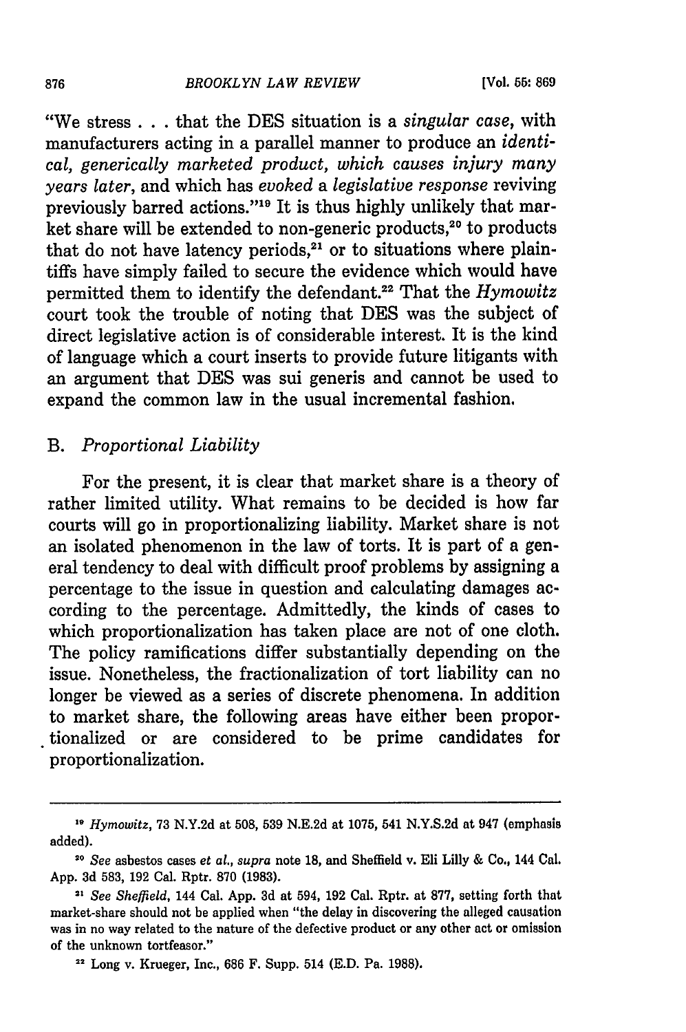"We stress . . . that the DES situation is a *singular case*, with manufacturers acting in a parallel manner to produce an *identical, generically marketed product, which causes injury many years later*, and which has *evoked* a *legislative response* reviving previously barred actions."[19] It is thus highly unlikely that market share will be extended to non-generic products,[20] to products that do not have latency periods,[21] or to situations where plaintiffs have simply failed to secure the evidence which would have permitted them to identify the defendant.[22] That the *Hymowitz* court took the trouble of noting that DES was the subject of direct legislative action is of considerable interest. It is the kind of language which a court inserts to provide future litigants with an argument that DES was sui generis and cannot be used to expand the common law in the usual incremental fashion.

## B. *Proportional Liability*

For the present, it is clear that market share is a theory of rather limited utility. What remains to be decided is how far courts will go in proportionalizing liability. Market share is not an isolated phenomenon in the law of torts. It is part of a general tendency to deal with difficult proof problems by assigning a percentage to the issue in question and calculating damages according to the percentage. Admittedly, the kinds of cases to which proportionalization has taken place are not of one cloth. The policy ramifications differ substantially depending on the issue. Nonetheless, the fractionalization of tort liability can no longer be viewed as a series of discrete phenomena. In addition to market share, the following areas have either been proportionalized or are considered to be prime candidates for proportionalization.

---

[19] *Hymowitz*, 73 N.Y.2d at 508, 539 N.E.2d at 1075, 541 N.Y.S.2d at 947 (emphasis added).

[20] *See* asbestos cases *et al., supra* note 18, and Sheffield v. Eli Lilly & Co., 144 Cal. App. 3d 583, 192 Cal. Rptr. 870 (1983).

[21] *See Sheffield*, 144 Cal. App. 3d at 594, 192 Cal. Rptr. at 877, setting forth that market-share should not be applied when "the delay in discovering the alleged causation was in no way related to the nature of the defective product or any other act or omission of the unknown tortfeasor."

[22] Long v. Krueger, Inc., 686 F. Supp. 514 (E.D. Pa. 1988).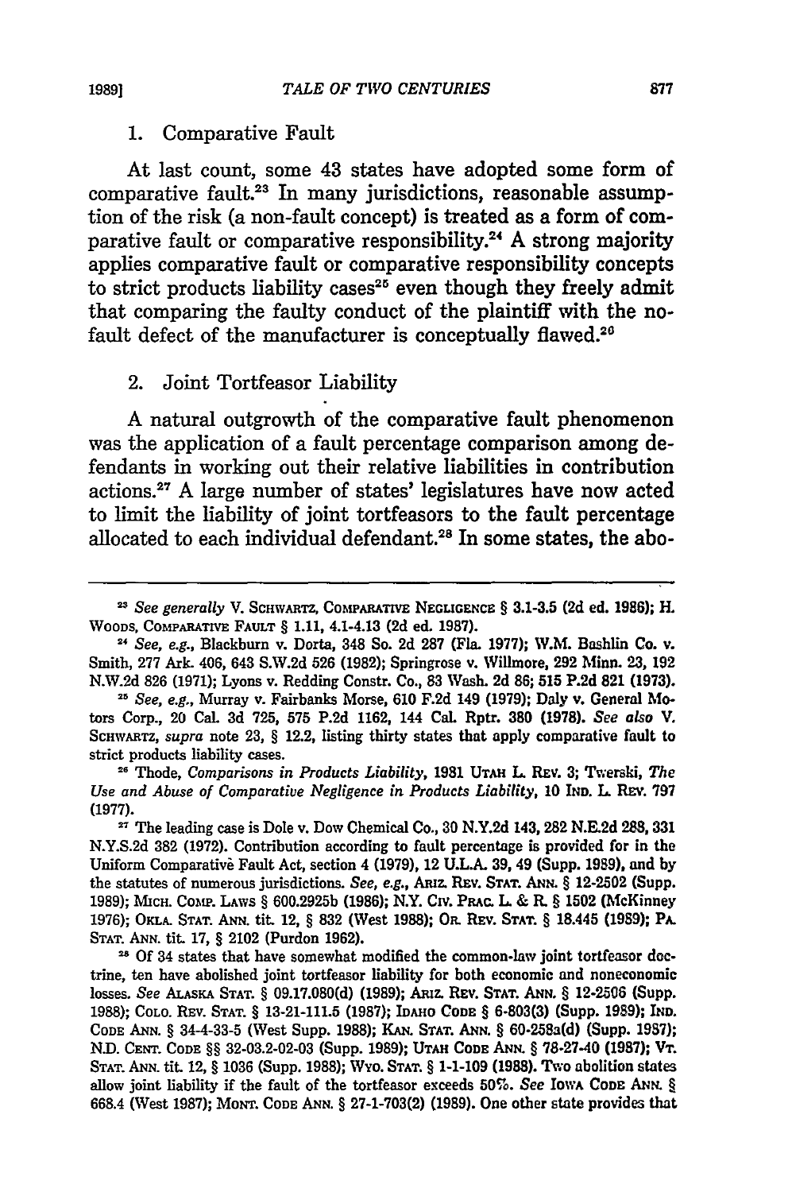### 1. Comparative Fault

At last count, some 43 states have adopted some form of comparative fault.[23] In many jurisdictions, reasonable assumption of the risk (a non-fault concept) is treated as a form of comparative fault or comparative responsibility.[24] A strong majority applies comparative fault or comparative responsibility concepts to strict products liability cases[25] even though they freely admit that comparing the faulty conduct of the plaintiff with the no-fault defect of the manufacturer is conceptually flawed.[26]

### 2. Joint Tortfeasor Liability

A natural outgrowth of the comparative fault phenomenon was the application of a fault percentage comparison among defendants in working out their relative liabilities in contribution actions.[27] A large number of states' legislatures have now acted to limit the liability of joint tortfeasors to the fault percentage allocated to each individual defendant.[28] In some states, the abo-

---

[23] *See generally* V. SCHWARTZ, COMPARATIVE NEGLIGENCE § 3.1-3.5 (2d ed. 1986); H. WOODS, COMPARATIVE FAULT § 1.11, 4.1-4.13 (2d ed. 1987).

[24] *See, e.g.*, Blackburn v. Dorta, 348 So. 2d 287 (Fla. 1977); W.M. Bashlin Co. v. Smith, 277 Ark. 406, 643 S.W.2d 526 (1982); Springrose v. Willmore, 292 Minn. 23, 192 N.W.2d 826 (1971); Lyons v. Redding Constr. Co., 83 Wash. 2d 86; 515 P.2d 821 (1973).

[25] *See, e.g.*, Murray v. Fairbanks Morse, 610 F.2d 149 (1979); Daly v. General Motors Corp., 20 Cal. 3d 725, 575 P.2d 1162, 144 Cal. Rptr. 380 (1978). *See also* V. SCHWARTZ, *supra* note 23, § 12.2, listing thirty states that apply comparative fault to strict products liability cases.

[26] Thode, *Comparisons in Products Liability*, 1981 UTAH L. REV. 3; Twerski, *The Use and Abuse of Comparative Negligence in Products Liability*, 10 IND. L. REV. 797 (1977).

[27] The leading case is Dole v. Dow Chemical Co., 30 N.Y.2d 143, 282 N.E.2d 288, 331 N.Y.S.2d 382 (1972). Contribution according to fault percentage is provided for in the Uniform Comparative Fault Act, section 4 (1979), 12 U.L.A. 39, 49 (Supp. 1989), and by the statutes of numerous jurisdictions. *See, e.g.*, ARIZ. REV. STAT. ANN. § 12-2502 (Supp. 1989); MICH. COMP. LAWS § 600.2925b (1986); N.Y. CIV. PRAC. L. & R. § 1502 (McKinney 1976); OKLA. STAT. ANN. tit. 12, § 832 (West 1988); OR. REV. STAT. § 18.445 (1989); PA. STAT. ANN. tit. 17, § 2102 (Purdon 1962).

[28] Of 34 states that have somewhat modified the common-law joint tortfeasor doctrine, ten have abolished joint tortfeasor liability for both economic and noneconomic losses. *See* ALASKA STAT. § 09.17.080(d) (1989); ARIZ. REV. STAT. ANN. § 12-2506 (Supp. 1988); COLO. REV. STAT. § 13-21-111.5 (1987); IDAHO CODE § 6-803(3) (Supp. 1989); IND. CODE ANN. § 34-4-33-5 (West Supp. 1988); KAN. STAT. ANN. § 60-258a(d) (Supp. 1987); N.D. CENT. CODE §§ 32-03.2-02-03 (Supp. 1989); UTAH CODE ANN. § 78-27-40 (1987); VT. STAT. ANN. tit. 12, § 1036 (Supp. 1988); WYO. STAT. § 1-1-109 (1988). Two abolition states allow joint liability if the fault of the tortfeasor exceeds 50%. *See* IOWA CODE ANN. § 668.4 (West 1987); MONT. CODE ANN. § 27-1-703(2) (1989). One other state provides that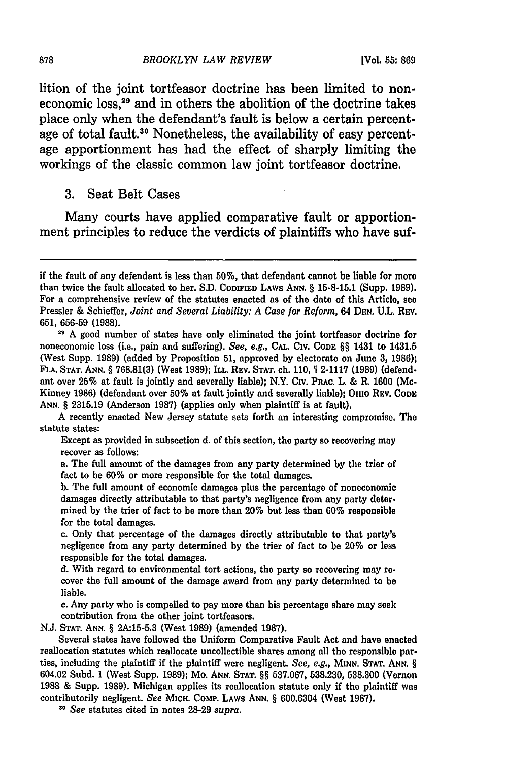lition of the joint tortfeasor doctrine has been limited to noneconomic loss,[29] and in others the abolition of the doctrine takes place only when the defendant's fault is below a certain percentage of total fault.[30] Nonetheless, the availability of easy percentage apportionment has had the effect of sharply limiting the workings of the classic common law joint tortfeasor doctrine.

### 3. Seat Belt Cases

Many courts have applied comparative fault or apportionment principles to reduce the verdicts of plaintiffs who have suf-

---

if the fault of any defendant is less than 50%, that defendant cannot be liable for more than twice the fault allocated to her. S.D. CODIFIED LAWS ANN. § 15-8-15.1 (Supp. 1989). For a comprehensive review of the statutes enacted as of the date of this Article, see Pressler & Schieffer, *Joint and Several Liability: A Case for Reform*, 64 DEN. U.L. REV. 651, 656-59 (1988).

[29] A good number of states have only eliminated the joint tortfeasor doctrine for noneconomic loss (i.e., pain and suffering). *See, e.g.*, CAL. CIV. CODE §§ 1431 to 1431.5 (West Supp. 1989) (added by Proposition 51, approved by electorate on June 3, 1986); FLA. STAT. ANN. § 768.81(3) (West 1989); ILL. REV. STAT. ch. 110, ¶ 2-1117 (1989) (defendant over 25% at fault is jointly and severally liable); N.Y. CIV. PRAC. L. & R. 1600 (McKinney 1986) (defendant over 50% at fault jointly and severally liable); OHIO REV. CODE ANN. § 2315.19 (Anderson 1987) (applies only when plaintiff is at fault).

A recently enacted New Jersey statute sets forth an interesting compromise. The statute states:

> Except as provided in subsection d. of this section, the party so recovering may recover as follows:
>
> a. The full amount of the damages from any party determined by the trier of fact to be 60% or more responsible for the total damages.
>
> b. The full amount of economic damages plus the percentage of noneconomic damages directly attributable to that party's negligence from any party determined by the trier of fact to be more than 20% but less than 60% responsible for the total damages.
>
> c. Only that percentage of the damages directly attributable to that party's negligence from any party determined by the trier of fact to be 20% or less responsible for the total damages.
>
> d. With regard to environmental tort actions, the party so recovering may recover the full amount of the damage award from any party determined to be liable.
>
> e. Any party who is compelled to pay more than his percentage share may seek contribution from the other joint tortfeasors.

N.J. STAT. ANN. § 2A:15-5.3 (West 1989) (amended 1987).

Several states have followed the Uniform Comparative Fault Act and have enacted reallocation statutes which reallocate uncollectible shares among all the responsible parties, including the plaintiff if the plaintiff were negligent. *See, e.g.*, MINN. STAT. ANN. § 604.02 Subd. 1 (West Supp. 1989); MO. ANN. STAT. §§ 537.067, 538.230, 538.300 (Vernon 1988 & Supp. 1989). Michigan applies its reallocation statute only if the plaintiff was contributorily negligent. *See* MICH. COMP. LAWS ANN. § 600.6304 (West 1987).

[30] *See* statutes cited in notes 28-29 *supra*.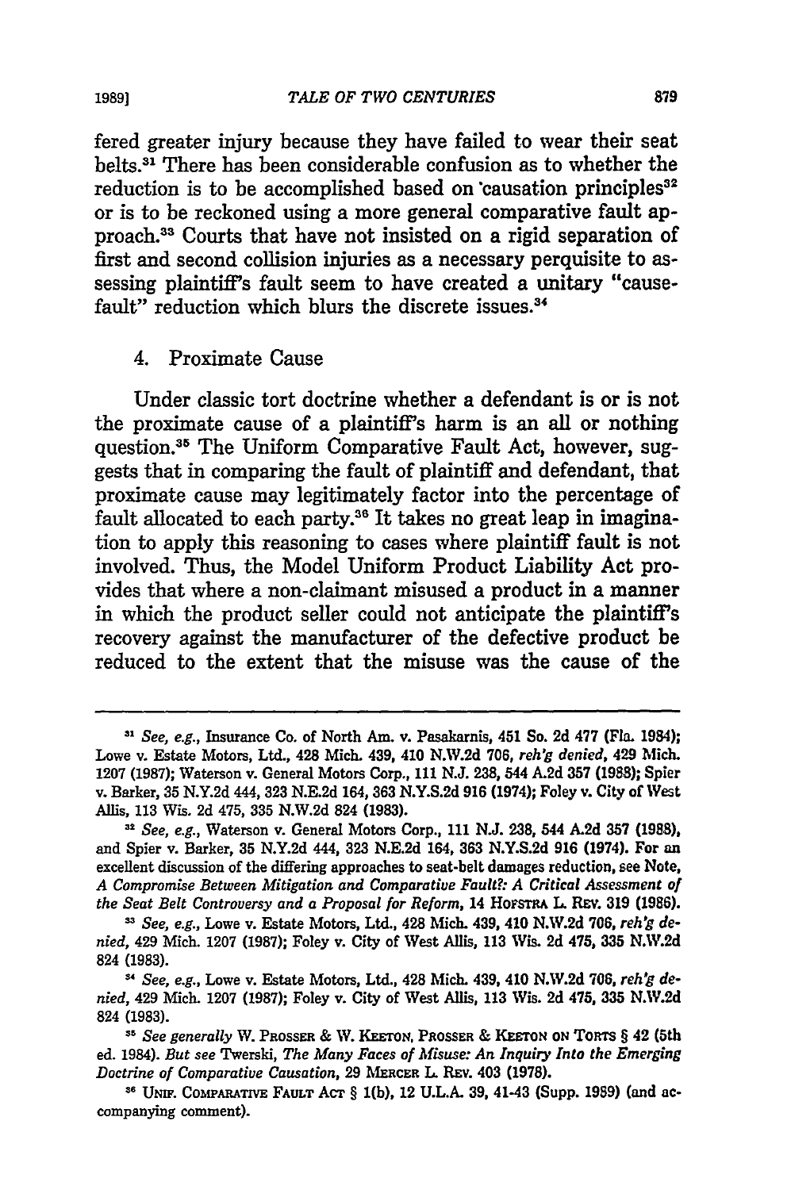fered greater injury because they have failed to wear their seat belts.[31] There has been considerable confusion as to whether the reduction is to be accomplished based on causation principles[32] or is to be reckoned using a more general comparative fault approach.[33] Courts that have not insisted on a rigid separation of first and second collision injuries as a necessary perquisite to assessing plaintiff's fault seem to have created a unitary "cause-fault" reduction which blurs the discrete issues.[34]

4. Proximate Cause

Under classic tort doctrine whether a defendant is or is not the proximate cause of a plaintiff's harm is an all or nothing question.[35] The Uniform Comparative Fault Act, however, suggests that in comparing the fault of plaintiff and defendant, that proximate cause may legitimately factor into the percentage of fault allocated to each party.[36] It takes no great leap in imagination to apply this reasoning to cases where plaintiff fault is not involved. Thus, the Model Uniform Product Liability Act provides that where a non-claimant misused a product in a manner in which the product seller could not anticipate the plaintiff's recovery against the manufacturer of the defective product be reduced to the extent that the misuse was the cause of the

---

[31] *See, e.g.*, Insurance Co. of North Am. v. Pasakarnis, 451 So. 2d 477 (Fla. 1984); Lowe v. Estate Motors, Ltd., 428 Mich. 439, 410 N.W.2d 706, *reh'g denied*, 429 Mich. 1207 (1987); Waterson v. General Motors Corp., 111 N.J. 238, 544 A.2d 357 (1988); Spier v. Barker, 35 N.Y.2d 444, 323 N.E.2d 164, 363 N.Y.S.2d 916 (1974); Foley v. City of West Allis, 113 Wis. 2d 475, 335 N.W.2d 824 (1983).

[32] *See, e.g.*, Waterson v. General Motors Corp., 111 N.J. 238, 544 A.2d 357 (1988), and Spier v. Barker, 35 N.Y.2d 444, 323 N.E.2d 164, 363 N.Y.S.2d 916 (1974). For an excellent discussion of the differing approaches to seat-belt damages reduction, see Note, *A Compromise Between Mitigation and Comparative Fault?: A Critical Assessment of the Seat Belt Controversy and a Proposal for Reform*, 14 HOFSTRA L. REV. 319 (1986).

[33] *See, e.g.*, Lowe v. Estate Motors, Ltd., 428 Mich. 439, 410 N.W.2d 706, *reh'g denied*, 429 Mich. 1207 (1987); Foley v. City of West Allis, 113 Wis. 2d 475, 335 N.W.2d 824 (1983).

[34] *See, e.g.*, Lowe v. Estate Motors, Ltd., 428 Mich. 439, 410 N.W.2d 706, *reh'g denied*, 429 Mich. 1207 (1987); Foley v. City of West Allis, 113 Wis. 2d 475, 335 N.W.2d 824 (1983).

[35] *See generally* W. PROSSER & W. KEETON, PROSSER & KEETON ON TORTS § 42 (5th ed. 1984). *But see* Twerski, *The Many Faces of Misuse: An Inquiry Into the Emerging Doctrine of Comparative Causation*, 29 MERCER L. REV. 403 (1978).

[36] UNIF. COMPARATIVE FAULT ACT § 1(b), 12 U.L.A. 39, 41-43 (Supp. 1989) (and accompanying comment).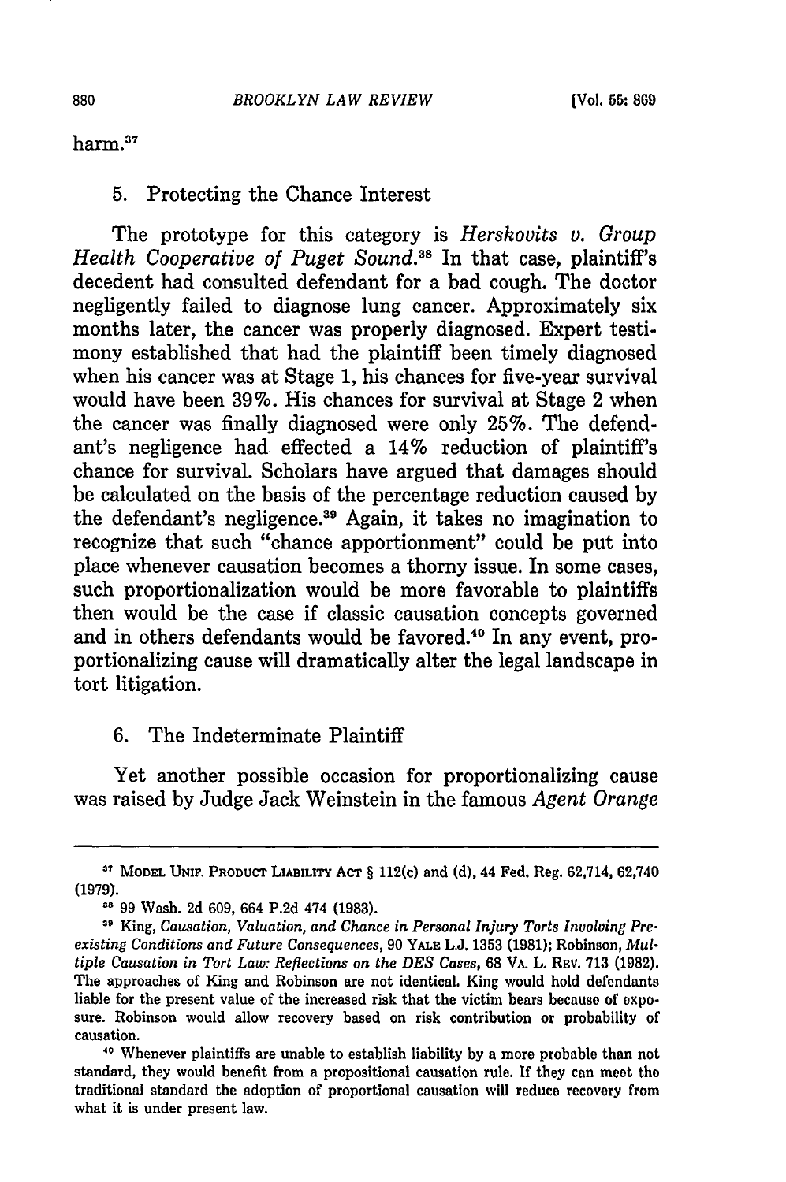harm.[37]

### 5. Protecting the Chance Interest

The prototype for this category is *Herskovits v. Group Health Cooperative of Puget Sound*.[38] In that case, plaintiff's decedent had consulted defendant for a bad cough. The doctor negligently failed to diagnose lung cancer. Approximately six months later, the cancer was properly diagnosed. Expert testimony established that had the plaintiff been timely diagnosed when his cancer was at Stage 1, his chances for five-year survival would have been 39%. His chances for survival at Stage 2 when the cancer was finally diagnosed were only 25%. The defendant's negligence had effected a 14% reduction of plaintiff's chance for survival. Scholars have argued that damages should be calculated on the basis of the percentage reduction caused by the defendant's negligence.[39] Again, it takes no imagination to recognize that such "chance apportionment" could be put into place whenever causation becomes a thorny issue. In some cases, such proportionalization would be more favorable to plaintiffs then would be the case if classic causation concepts governed and in others defendants would be favored.[40] In any event, proportionalizing cause will dramatically alter the legal landscape in tort litigation.

### 6. The Indeterminate Plaintiff

Yet another possible occasion for proportionalizing cause was raised by Judge Jack Weinstein in the famous *Agent Orange*

---

[37] MODEL UNIF. PRODUCT LIABILITY ACT § 112(c) and (d), 44 Fed. Reg. 62,714, 62,740 (1979).

[38] 99 Wash. 2d 609, 664 P.2d 474 (1983).

[39] King, *Causation, Valuation, and Chance in Personal Injury Torts Involving Preexisting Conditions and Future Consequences*, 90 YALE L.J. 1353 (1981); Robinson, *Multiple Causation in Tort Law: Reflections on the DES Cases*, 68 VA. L. REV. 713 (1982). The approaches of King and Robinson are not identical. King would hold defendants liable for the present value of the increased risk that the victim bears because of exposure. Robinson would allow recovery based on risk contribution or probability of causation.

[40] Whenever plaintiffs are unable to establish liability by a more probable than not standard, they would benefit from a propositional causation rule. If they can meet the traditional standard the adoption of proportional causation will reduce recovery from what it is under present law.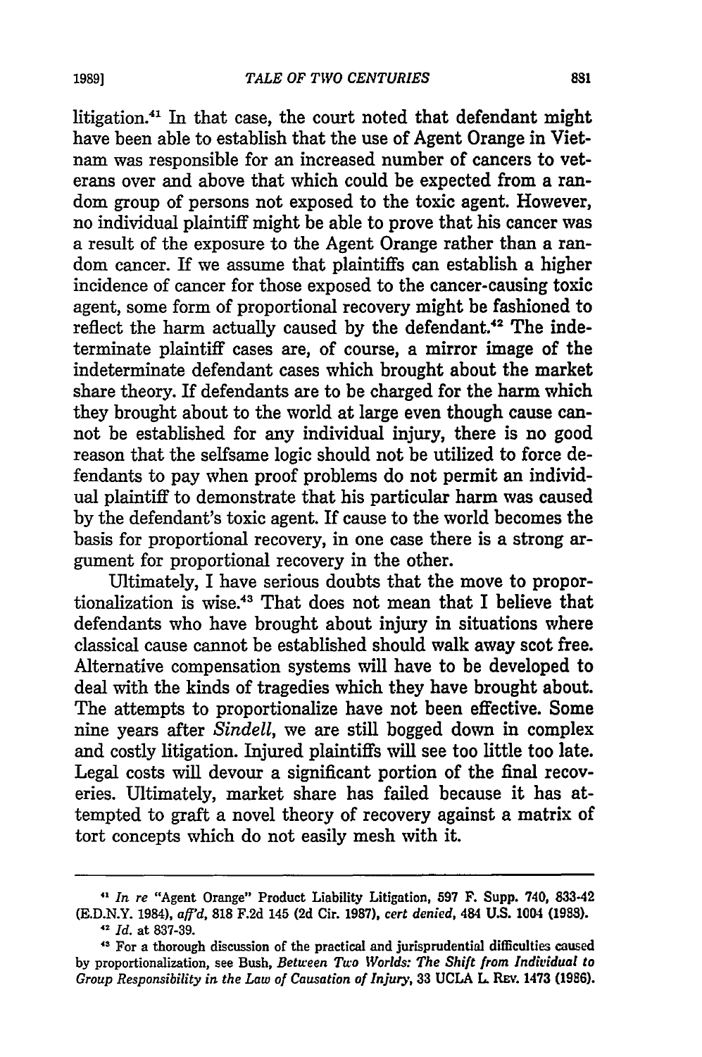litigation.[41] In that case, the court noted that defendant might have been able to establish that the use of Agent Orange in Vietnam was responsible for an increased number of cancers to veterans over and above that which could be expected from a random group of persons not exposed to the toxic agent. However, no individual plaintiff might be able to prove that his cancer was a result of the exposure to the Agent Orange rather than a random cancer. If we assume that plaintiffs can establish a higher incidence of cancer for those exposed to the cancer-causing toxic agent, some form of proportional recovery might be fashioned to reflect the harm actually caused by the defendant.[42] The indeterminate plaintiff cases are, of course, a mirror image of the indeterminate defendant cases which brought about the market share theory. If defendants are to be charged for the harm which they brought about to the world at large even though cause cannot be established for any individual injury, there is no good reason that the selfsame logic should not be utilized to force defendants to pay when proof problems do not permit an individual plaintiff to demonstrate that his particular harm was caused by the defendant's toxic agent. If cause to the world becomes the basis for proportional recovery, in one case there is a strong argument for proportional recovery in the other.

Ultimately, I have serious doubts that the move to proportionalization is wise.[43] That does not mean that I believe that defendants who have brought about injury in situations where classical cause cannot be established should walk away scot free. Alternative compensation systems will have to be developed to deal with the kinds of tragedies which they have brought about. The attempts to proportionalize have not been effective. Some nine years after *Sindell*, we are still bogged down in complex and costly litigation. Injured plaintiffs will see too little too late. Legal costs will devour a significant portion of the final recoveries. Ultimately, market share has failed because it has attempted to graft a novel theory of recovery against a matrix of tort concepts which do not easily mesh with it.

---

[41] *In re* "Agent Orange" Product Liability Litigation, 597 F. Supp. 740, 833-42 (E.D.N.Y. 1984), *aff'd*, 818 F.2d 145 (2d Cir. 1987), *cert denied*, 484 U.S. 1004 (1988).

[42] *Id.* at 837-39.

[43] For a thorough discussion of the practical and jurisprudential difficulties caused by proportionalization, see Bush, *Between Two Worlds: The Shift from Individual to Group Responsibility in the Law of Causation of Injury*, 33 UCLA L. REV. 1473 (1986).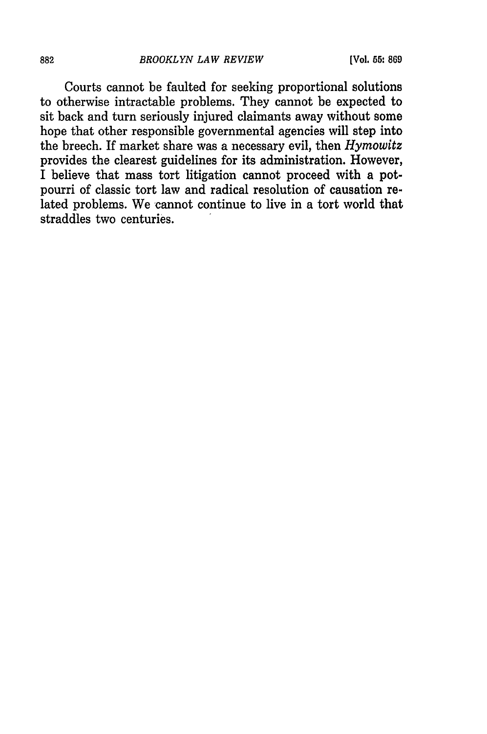Courts cannot be faulted for seeking proportional solutions to otherwise intractable problems. They cannot be expected to sit back and turn seriously injured claimants away without some hope that other responsible governmental agencies will step into the breech. If market share was a necessary evil, then *Hymowitz* provides the clearest guidelines for its administration. However, I believe that mass tort litigation cannot proceed with a potpourri of classic tort law and radical resolution of causation related problems. We cannot continue to live in a tort world that straddles two centuries.